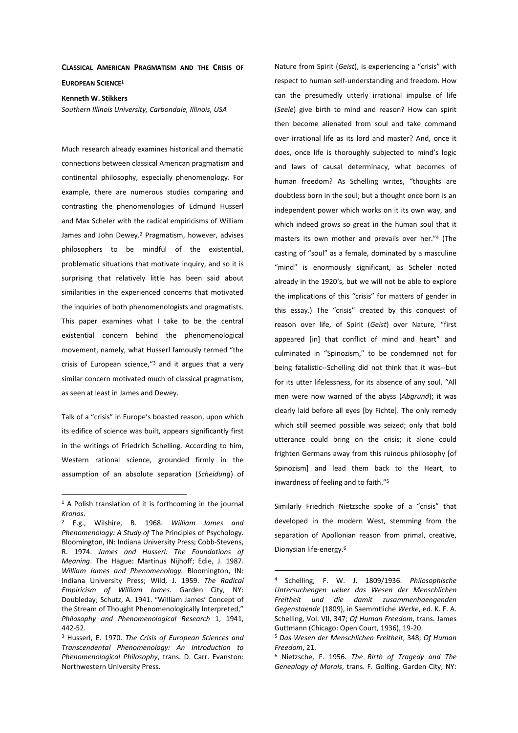# CLASSICAL AMERICAN PRAGMATISM AND THE CRISIS OF EUROPEAN SCIENCE[1]

**Kenneth W. Stikkers**

*Southern Illinois University, Carbondale, Illinois, USA*

Much research already examines historical and thematic connections between classical American pragmatism and continental philosophy, especially phenomenology. For example, there are numerous studies comparing and contrasting the phenomenologies of Edmund Husserl and Max Scheler with the radical empiricisms of William James and John Dewey.[2] Pragmatism, however, advises philosophers to be mindful of the existential, problematic situations that motivate inquiry, and so it is surprising that relatively little has been said about similarities in the experienced concerns that motivated the inquiries of both phenomenologists and pragmatists. This paper examines what I take to be the central existential concern behind the phenomenological movement, namely, what Husserl famously termed "the crisis of European science,"[3] and it argues that a very similar concern motivated much of classical pragmatism, as seen at least in James and Dewey.

Talk of a "crisis" in Europe's boasted reason, upon which its edifice of science was built, appears significantly first in the writings of Friedrich Schelling. According to him, Western rational science, grounded firmly in the assumption of an absolute separation (*Scheidung*) of Nature from Spirit (*Geist*), is experiencing a "crisis" with respect to human self-understanding and freedom. How can the presumedly utterly irrational impulse of life (*Seele*) give birth to mind and reason? How can spirit then become alienated from soul and take command over irrational life as its lord and master? And, once it does, once life is thoroughly subjected to mind's logic and laws of causal determinacy, what becomes of human freedom? As Schelling writes, "thoughts are doubtless born in the soul; but a thought once born is an independent power which works on it its own way, and which indeed grows so great in the human soul that it masters its own mother and prevails over her."[4] (The casting of "soul" as a female, dominated by a masculine "mind" is enormously significant, as Scheler noted already in the 1920's, but we will not be able to explore the implications of this "crisis" for matters of gender in this essay.) The "crisis" created by this conquest of reason over life, of Spirit (*Geist*) over Nature, "first appeared [in] that conflict of mind and heart" and culminated in "Spinozism," to be condemned not for being fatalistic--Schelling did not think that it was--but for its utter lifelessness, for its absence of any soul. "All men were now warned of the abyss (*Abgrund*); it was clearly laid before all eyes [by Fichte]. The only remedy which still seemed possible was seized; only that bold utterance could bring on the crisis; it alone could frighten Germans away from this ruinous philosophy [of Spinozism] and lead them back to the Heart, to inwardness of feeling and to faith."[5]

Similarly Friedrich Nietzsche spoke of a "crisis" that developed in the modern West, stemming from the separation of Apollonian reason from primal, creative, Dionysian life-energy.[6]

---

[1] A Polish translation of it is forthcoming in the journal *Kronos*.

[2] E.g., Wilshire, B. 1968. *William James and Phenomenology: A Study of* The Principles of Psychology. Bloomington, IN: Indiana University Press; Cobb-Stevens, R. 1974. *James and Husserl: The Foundations of Meaning*. The Hague: Martinus Nijhoff; Edie, J. 1987. *William James and Phenomenology.* Bloomington, IN: Indiana University Press; Wild, J. 1959. *The Radical Empiricism of William James.* Garden City, NY: Doubleday; Schutz, A. 1941. "William James' Concept of the Stream of Thought Phenomenologically Interpreted," *Philosophy and Phenomenological Research* 1, 1941, 442-52.

[3] Husserl, E. 1970. *The Crisis of European Sciences and Transcendental Phenomenology: An Introduction to Phenomenological Philosophy*, trans. D. Carr. Evanston: Northwestern University Press.

[4] Schelling, F. W. J. 1809/1936. *Philosophische Untersuchengen ueber das Wesen der Menschlichen Freitheit und die damit zusammenhaengenden Gegenstaende* (1809), in Saemmtliche *Werke*, ed. K. F. A. Schelling, Vol. VII, 347; *Of Human Freedom*, trans. James Guttmann (Chicago: Open Court, 1936), 19-20.

[5] *Das Wesen der Menschlichen Freiheit*, 348; *Of Human Freedom*, 21.

[6] Nietzsche, F. 1956. *The Birth of Tragedy and The Genealogy of Morals*, trans. F. Golfing. Garden City, NY: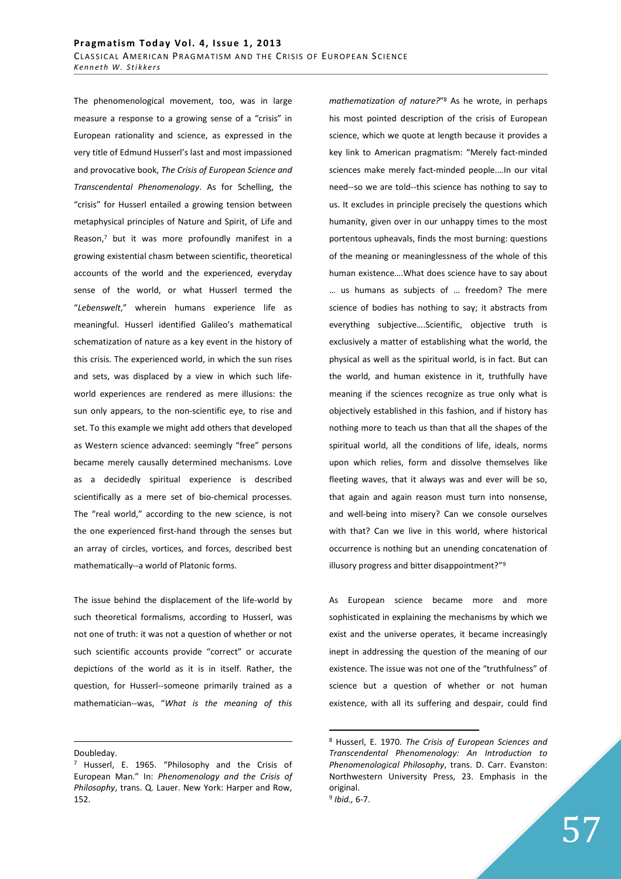The phenomenological movement, too, was in large measure a response to a growing sense of a "crisis" in European rationality and science, as expressed in the very title of Edmund Husserl's last and most impassioned and provocative book, *The Crisis of European Science and Transcendental Phenomenology*. As for Schelling, the "crisis" for Husserl entailed a growing tension between metaphysical principles of Nature and Spirit, of Life and Reason,[7] but it was more profoundly manifest in a growing existential chasm between scientific, theoretical accounts of the world and the experienced, everyday sense of the world, or what Husserl termed the "*Lebenswelt*," wherein humans experience life as meaningful. Husserl identified Galileo's mathematical schematization of nature as a key event in the history of this crisis. The experienced world, in which the sun rises and sets, was displaced by a view in which such life-world experiences are rendered as mere illusions: the sun only appears, to the non-scientific eye, to rise and set. To this example we might add others that developed as Western science advanced: seemingly "free" persons became merely causally determined mechanisms. Love as a decidedly spiritual experience is described scientifically as a mere set of bio-chemical processes. The "real world," according to the new science, is not the one experienced first-hand through the senses but an array of circles, vortices, and forces, described best mathematically--a world of Platonic forms.

The issue behind the displacement of the life-world by such theoretical formalisms, according to Husserl, was not one of truth: it was not a question of whether or not such scientific accounts provide "correct" or accurate depictions of the world as it is in itself. Rather, the question, for Husserl--someone primarily trained as a mathematician--was, "*What is the meaning of this mathematization of nature?*"[8] As he wrote, in perhaps his most pointed description of the crisis of European science, which we quote at length because it provides a key link to American pragmatism: "Merely fact-minded sciences make merely fact-minded people....In our vital need--so we are told--this science has nothing to say to us. It excludes in principle precisely the questions which humanity, given over in our unhappy times to the most portentous upheavals, finds the most burning: questions of the meaning or meaninglessness of the whole of this human existence....What does science have to say about … us humans as subjects of … freedom? The mere science of bodies has nothing to say; it abstracts from everything subjective....Scientific, objective truth is exclusively a matter of establishing what the world, the physical as well as the spiritual world, is in fact. But can the world, and human existence in it, truthfully have meaning if the sciences recognize as true only what is objectively established in this fashion, and if history has nothing more to teach us than that all the shapes of the spiritual world, all the conditions of life, ideals, norms upon which relies, form and dissolve themselves like fleeting waves, that it always was and ever will be so, that again and again reason must turn into nonsense, and well-being into misery? Can we console ourselves with that? Can we live in this world, where historical occurrence is nothing but an unending concatenation of illusory progress and bitter disappointment?"[9]

As European science became more and more sophisticated in explaining the mechanisms by which we exist and the universe operates, it became increasingly inept in addressing the question of the meaning of our existence. The issue was not one of the "truthfulness" of science but a question of whether or not human existence, with all its suffering and despair, could find

---

Doubleday.

[7] Husserl, E. 1965. "Philosophy and the Crisis of European Man." In: *Phenomenology and the Crisis of Philosophy*, trans. Q. Lauer. New York: Harper and Row, 152.

[8] Husserl, E. 1970. *The Crisis of European Sciences and Transcendental Phenomenology: An Introduction to Phenomenological Philosophy*, trans. D. Carr. Evanston: Northwestern University Press, 23. Emphasis in the original.

[9] *Ibid.,* 6-7.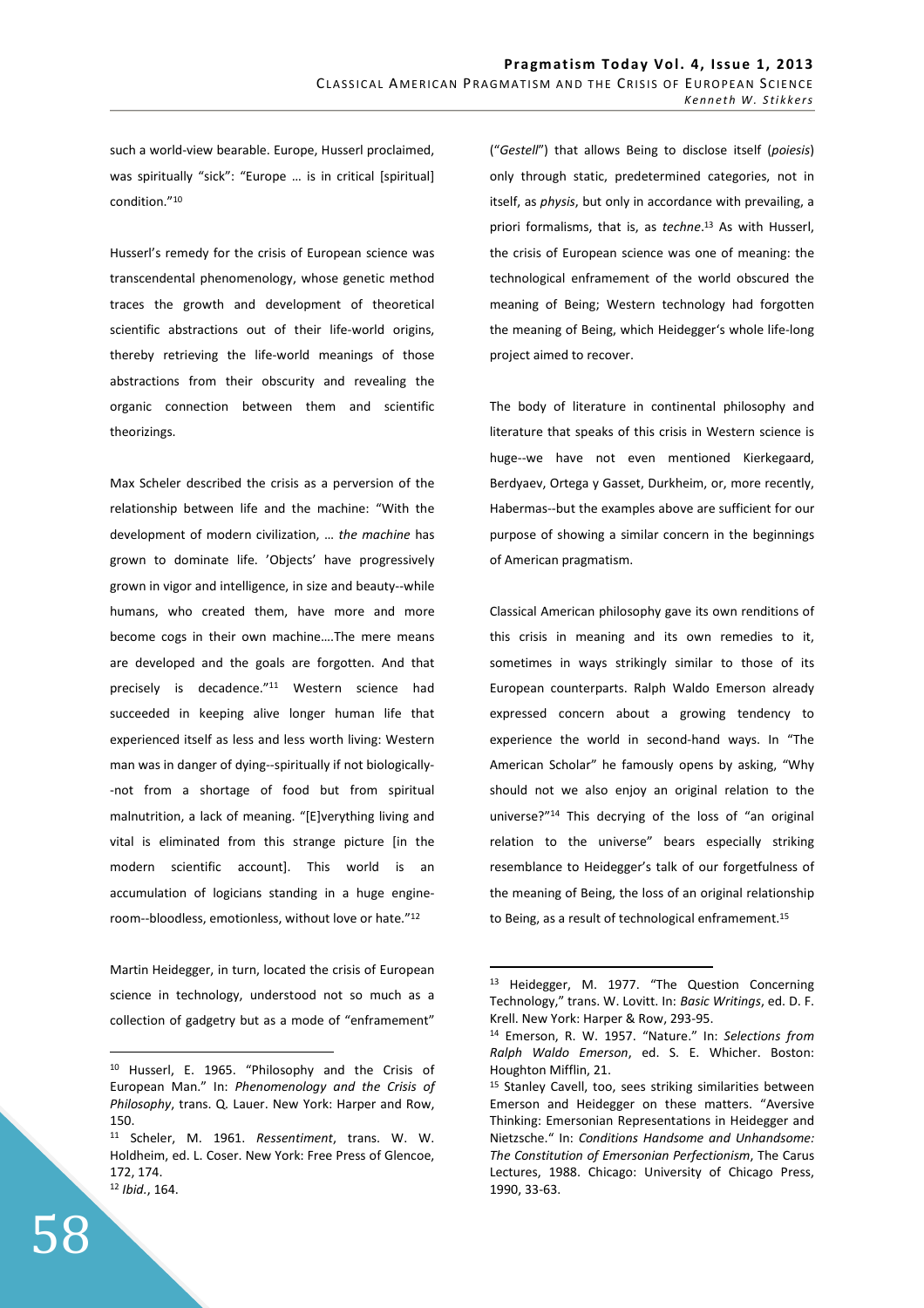such a world-view bearable. Europe, Husserl proclaimed, was spiritually "sick": "Europe … is in critical [spiritual] condition."[10]

Husserl's remedy for the crisis of European science was transcendental phenomenology, whose genetic method traces the growth and development of theoretical scientific abstractions out of their life-world origins, thereby retrieving the life-world meanings of those abstractions from their obscurity and revealing the organic connection between them and scientific theorizings.

Max Scheler described the crisis as a perversion of the relationship between life and the machine: "With the development of modern civilization, … *the machine* has grown to dominate life. 'Objects' have progressively grown in vigor and intelligence, in size and beauty--while humans, who created them, have more and more become cogs in their own machine….The mere means are developed and the goals are forgotten. And that precisely is decadence."[11] Western science had succeeded in keeping alive longer human life that experienced itself as less and less worth living: Western man was in danger of dying--spiritually if not biologically--not from a shortage of food but from spiritual malnutrition, a lack of meaning. "[E]verything living and vital is eliminated from this strange picture [in the modern scientific account]. This world is an accumulation of logicians standing in a huge engine-room--bloodless, emotionless, without love or hate."[12]

Martin Heidegger, in turn, located the crisis of European science in technology, understood not so much as a collection of gadgetry but as a mode of "enframement" ("*Gestell*") that allows Being to disclose itself (*poiesis*) only through static, predetermined categories, not in itself, as *physis*, but only in accordance with prevailing, a priori formalisms, that is, as *techne*.[13] As with Husserl, the crisis of European science was one of meaning: the technological enframement of the world obscured the meaning of Being; Western technology had forgotten the meaning of Being, which Heidegger's whole life-long project aimed to recover.

The body of literature in continental philosophy and literature that speaks of this crisis in Western science is huge--we have not even mentioned Kierkegaard, Berdyaev, Ortega y Gasset, Durkheim, or, more recently, Habermas--but the examples above are sufficient for our purpose of showing a similar concern in the beginnings of American pragmatism.

Classical American philosophy gave its own renditions of this crisis in meaning and its own remedies to it, sometimes in ways strikingly similar to those of its European counterparts. Ralph Waldo Emerson already expressed concern about a growing tendency to experience the world in second-hand ways. In "The American Scholar" he famously opens by asking, "Why should not we also enjoy an original relation to the universe?"[14] This decrying of the loss of "an original relation to the universe" bears especially striking resemblance to Heidegger's talk of our forgetfulness of the meaning of Being, the loss of an original relationship to Being, as a result of technological enframement.[15]

---

[10] Husserl, E. 1965. "Philosophy and the Crisis of European Man." In: *Phenomenology and the Crisis of Philosophy*, trans. Q. Lauer. New York: Harper and Row, 150.

[11] Scheler, M. 1961. *Ressentiment*, trans. W. W. Holdheim, ed. L. Coser. New York: Free Press of Glencoe, 172, 174.

[12] *Ibid.*, 164.

[13] Heidegger, M. 1977. "The Question Concerning Technology," trans. W. Lovitt. In: *Basic Writings*, ed. D. F. Krell. New York: Harper & Row, 293-95.

[14] Emerson, R. W. 1957. "Nature." In: *Selections from Ralph Waldo Emerson*, ed. S. E. Whicher. Boston: Houghton Mifflin, 21.

[15] Stanley Cavell, too, sees striking similarities between Emerson and Heidegger on these matters. "Aversive Thinking: Emersonian Representations in Heidegger and Nietzsche." In: *Conditions Handsome and Unhandsome: The Constitution of Emersonian Perfectionism*, The Carus Lectures, 1988. Chicago: University of Chicago Press, 1990, 33-63.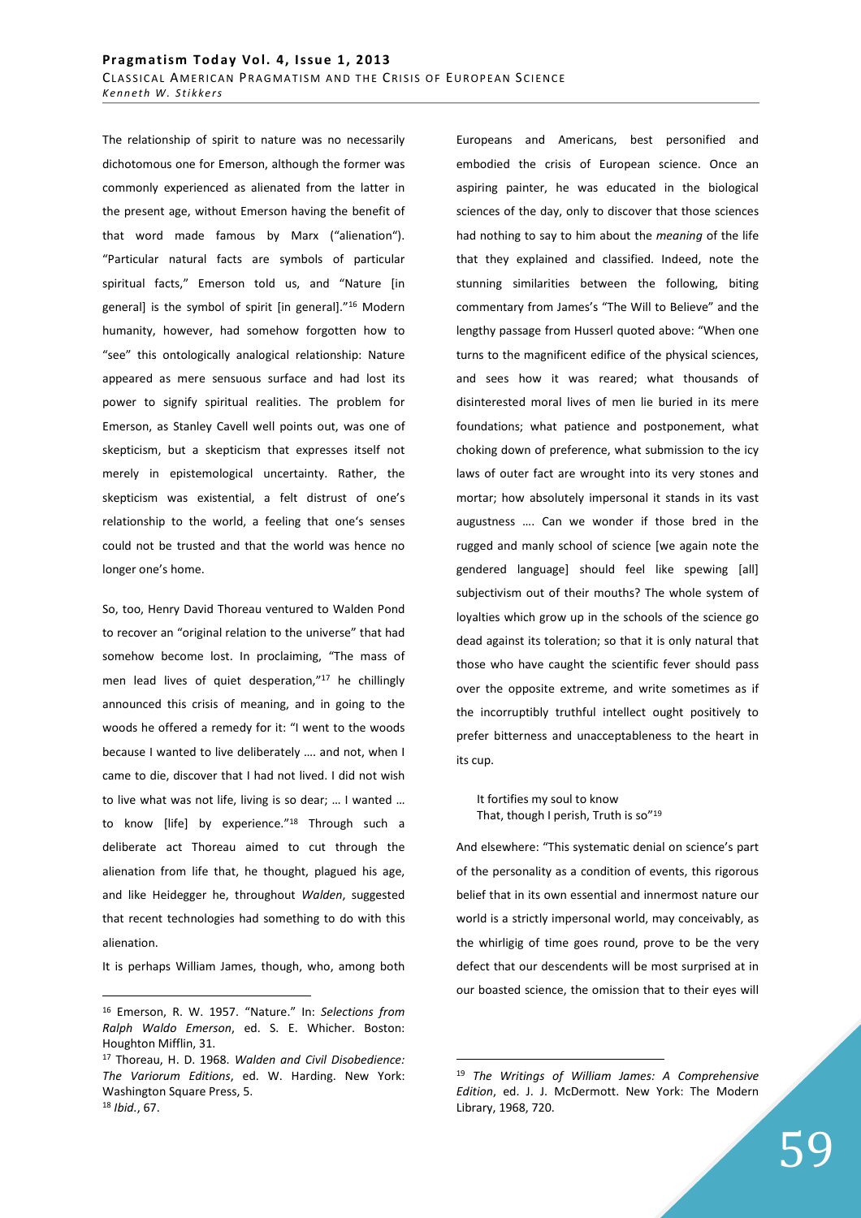The relationship of spirit to nature was no necessarily dichotomous one for Emerson, although the former was commonly experienced as alienated from the latter in the present age, without Emerson having the benefit of that word made famous by Marx ("alienation"). "Particular natural facts are symbols of particular spiritual facts," Emerson told us, and "Nature [in general] is the symbol of spirit [in general]."[16] Modern humanity, however, had somehow forgotten how to "see" this ontologically analogical relationship: Nature appeared as mere sensuous surface and had lost its power to signify spiritual realities. The problem for Emerson, as Stanley Cavell well points out, was one of skepticism, but a skepticism that expresses itself not merely in epistemological uncertainty. Rather, the skepticism was existential, a felt distrust of one's relationship to the world, a feeling that one's senses could not be trusted and that the world was hence no longer one's home.

So, too, Henry David Thoreau ventured to Walden Pond to recover an "original relation to the universe" that had somehow become lost. In proclaiming, "The mass of men lead lives of quiet desperation,"[17] he chillingly announced this crisis of meaning, and in going to the woods he offered a remedy for it: "I went to the woods because I wanted to live deliberately …. and not, when I came to die, discover that I had not lived. I did not wish to live what was not life, living is so dear; … I wanted … to know [life] by experience."[18] Through such a deliberate act Thoreau aimed to cut through the alienation from life that, he thought, plagued his age, and like Heidegger he, throughout *Walden*, suggested that recent technologies had something to do with this alienation.

It is perhaps William James, though, who, among both Europeans and Americans, best personified and embodied the crisis of European science. Once an aspiring painter, he was educated in the biological sciences of the day, only to discover that those sciences had nothing to say to him about the *meaning* of the life that they explained and classified. Indeed, note the stunning similarities between the following, biting commentary from James's "The Will to Believe" and the lengthy passage from Husserl quoted above: "When one turns to the magnificent edifice of the physical sciences, and sees how it was reared; what thousands of disinterested moral lives of men lie buried in its mere foundations; what patience and postponement, what choking down of preference, what submission to the icy laws of outer fact are wrought into its very stones and mortar; how absolutely impersonal it stands in its vast augustness …. Can we wonder if those bred in the rugged and manly school of science [we again note the gendered language] should feel like spewing [all] subjectivism out of their mouths? The whole system of loyalties which grow up in the schools of the science go dead against its toleration; so that it is only natural that those who have caught the scientific fever should pass over the opposite extreme, and write sometimes as if the incorruptibly truthful intellect ought positively to prefer bitterness and unacceptableness to the heart in its cup.

> It fortifies my soul to know
> That, though I perish, Truth is so"[19]

And elsewhere: "This systematic denial on science's part of the personality as a condition of events, this rigorous belief that in its own essential and innermost nature our world is a strictly impersonal world, may conceivably, as the whirligig of time goes round, prove to be the very defect that our descendents will be most surprised at in our boasted science, the omission that to their eyes will

---

[16] Emerson, R. W. 1957. "Nature." In: *Selections from Ralph Waldo Emerson*, ed. S. E. Whicher. Boston: Houghton Mifflin, 31.

[17] Thoreau, H. D. 1968. *Walden and Civil Disobedience: The Variorum Editions*, ed. W. Harding. New York: Washington Square Press, 5.

[18] *Ibid.*, 67.

[19] *The Writings of William James: A Comprehensive Edition*, ed. J. J. McDermott. New York: The Modern Library, 1968, 720.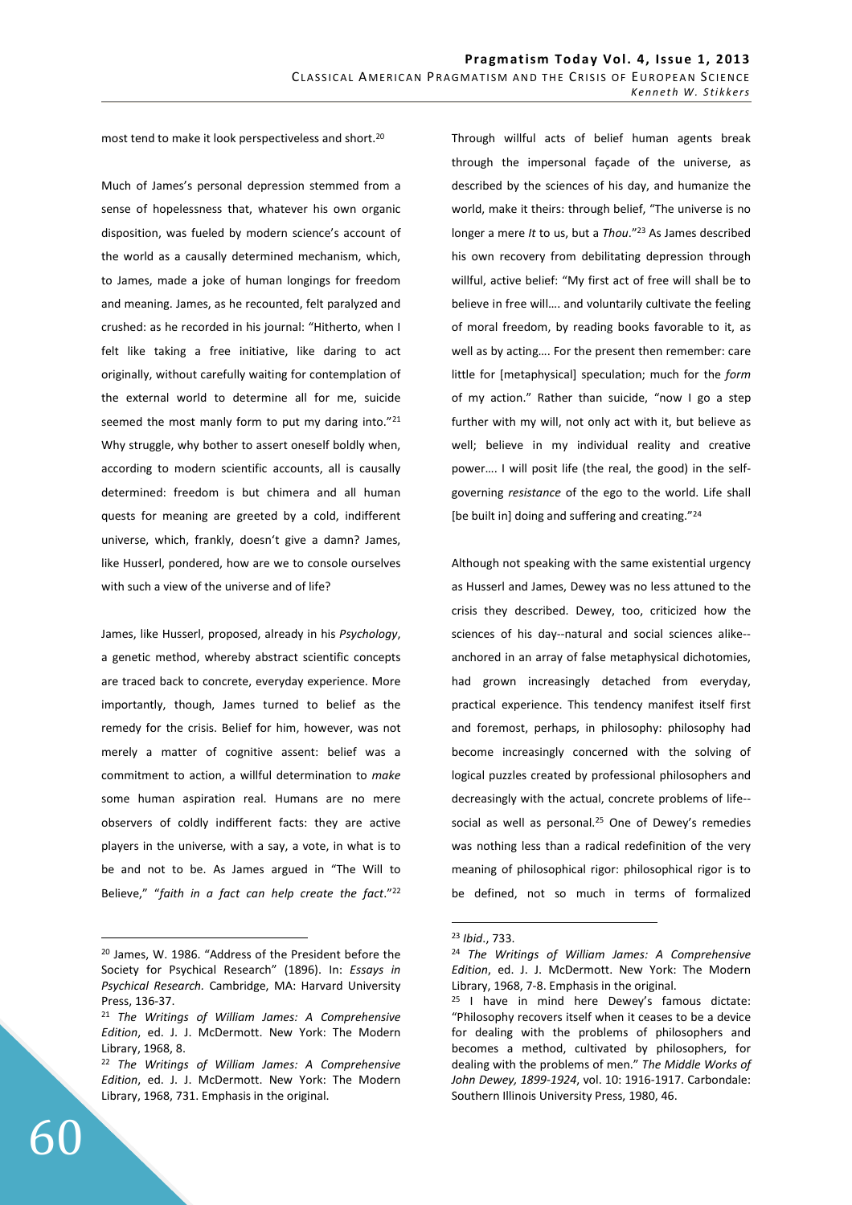most tend to make it look perspectiveless and short.[20]

Much of James's personal depression stemmed from a sense of hopelessness that, whatever his own organic disposition, was fueled by modern science's account of the world as a causally determined mechanism, which, to James, made a joke of human longings for freedom and meaning. James, as he recounted, felt paralyzed and crushed: as he recorded in his journal: "Hitherto, when I felt like taking a free initiative, like daring to act originally, without carefully waiting for contemplation of the external world to determine all for me, suicide seemed the most manly form to put my daring into."[21] Why struggle, why bother to assert oneself boldly when, according to modern scientific accounts, all is causally determined: freedom is but chimera and all human quests for meaning are greeted by a cold, indifferent universe, which, frankly, doesn't give a damn? James, like Husserl, pondered, how are we to console ourselves with such a view of the universe and of life?

James, like Husserl, proposed, already in his *Psychology*, a genetic method, whereby abstract scientific concepts are traced back to concrete, everyday experience. More importantly, though, James turned to belief as the remedy for the crisis. Belief for him, however, was not merely a matter of cognitive assent: belief was a commitment to action, a willful determination to *make* some human aspiration real. Humans are no mere observers of coldly indifferent facts: they are active players in the universe, with a say, a vote, in what is to be and not to be. As James argued in "The Will to Believe," "*faith in a fact can help create the fact*."[22] Through willful acts of belief human agents break through the impersonal façade of the universe, as described by the sciences of his day, and humanize the world, make it theirs: through belief, "The universe is no longer a mere *It* to us, but a *Thou*."[23] As James described his own recovery from debilitating depression through willful, active belief: "My first act of free will shall be to believe in free will…. and voluntarily cultivate the feeling of moral freedom, by reading books favorable to it, as well as by acting…. For the present then remember: care little for [metaphysical] speculation; much for the *form* of my action." Rather than suicide, "now I go a step further with my will, not only act with it, but believe as well; believe in my individual reality and creative power…. I will posit life (the real, the good) in the self-governing *resistance* of the ego to the world. Life shall [be built in] doing and suffering and creating."[24]

Although not speaking with the same existential urgency as Husserl and James, Dewey was no less attuned to the crisis they described. Dewey, too, criticized how the sciences of his day--natural and social sciences alike--anchored in an array of false metaphysical dichotomies, had grown increasingly detached from everyday, practical experience. This tendency manifest itself first and foremost, perhaps, in philosophy: philosophy had become increasingly concerned with the solving of logical puzzles created by professional philosophers and decreasingly with the actual, concrete problems of life--social as well as personal.[25] One of Dewey's remedies was nothing less than a radical redefinition of the very meaning of philosophical rigor: philosophical rigor is to be defined, not so much in terms of formalized

---

[20] James, W. 1986. "Address of the President before the Society for Psychical Research" (1896). In: *Essays in Psychical Research.* Cambridge, MA: Harvard University Press, 136-37.

[21] *The Writings of William James: A Comprehensive Edition*, ed. J. J. McDermott. New York: The Modern Library, 1968, 8.

[22] *The Writings of William James: A Comprehensive Edition*, ed. J. J. McDermott. New York: The Modern Library, 1968, 731. Emphasis in the original.

[23] *Ibid*., 733.

[24] *The Writings of William James: A Comprehensive Edition*, ed. J. J. McDermott. New York: The Modern Library, 1968, 7-8. Emphasis in the original.

[25] I have in mind here Dewey's famous dictate: "Philosophy recovers itself when it ceases to be a device for dealing with the problems of philosophers and becomes a method, cultivated by philosophers, for dealing with the problems of men." *The Middle Works of John Dewey, 1899-1924*, vol. 10: 1916-1917. Carbondale: Southern Illinois University Press, 1980, 46.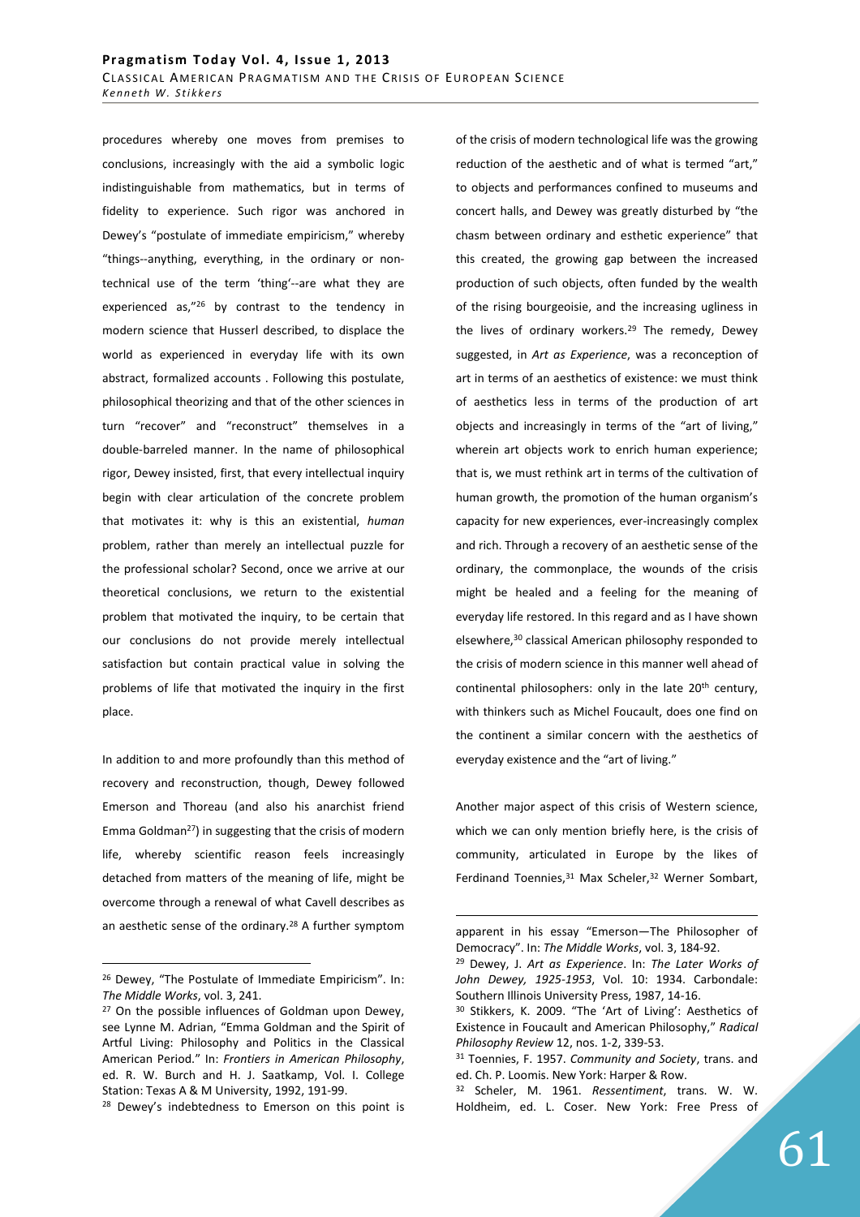procedures whereby one moves from premises to conclusions, increasingly with the aid a symbolic logic indistinguishable from mathematics, but in terms of fidelity to experience. Such rigor was anchored in Dewey's "postulate of immediate empiricism," whereby "things--anything, everything, in the ordinary or non-technical use of the term 'thing'--are what they are experienced as,"[26] by contrast to the tendency in modern science that Husserl described, to displace the world as experienced in everyday life with its own abstract, formalized accounts . Following this postulate, philosophical theorizing and that of the other sciences in turn "recover" and "reconstruct" themselves in a double-barreled manner. In the name of philosophical rigor, Dewey insisted, first, that every intellectual inquiry begin with clear articulation of the concrete problem that motivates it: why is this an existential, *human* problem, rather than merely an intellectual puzzle for the professional scholar? Second, once we arrive at our theoretical conclusions, we return to the existential problem that motivated the inquiry, to be certain that our conclusions do not provide merely intellectual satisfaction but contain practical value in solving the problems of life that motivated the inquiry in the first place.

In addition to and more profoundly than this method of recovery and reconstruction, though, Dewey followed Emerson and Thoreau (and also his anarchist friend Emma Goldman[27]) in suggesting that the crisis of modern life, whereby scientific reason feels increasingly detached from matters of the meaning of life, might be overcome through a renewal of what Cavell describes as an aesthetic sense of the ordinary.[28] A further symptom of the crisis of modern technological life was the growing reduction of the aesthetic and of what is termed "art," to objects and performances confined to museums and concert halls, and Dewey was greatly disturbed by "the chasm between ordinary and esthetic experience" that this created, the growing gap between the increased production of such objects, often funded by the wealth of the rising bourgeoisie, and the increasing ugliness in the lives of ordinary workers.[29] The remedy, Dewey suggested, in *Art as Experience*, was a reconception of art in terms of an aesthetics of existence: we must think of aesthetics less in terms of the production of art objects and increasingly in terms of the "art of living," wherein art objects work to enrich human experience; that is, we must rethink art in terms of the cultivation of human growth, the promotion of the human organism's capacity for new experiences, ever-increasingly complex and rich. Through a recovery of an aesthetic sense of the ordinary, the commonplace, the wounds of the crisis might be healed and a feeling for the meaning of everyday life restored. In this regard and as I have shown elsewhere,[30] classical American philosophy responded to the crisis of modern science in this manner well ahead of continental philosophers: only in the late 20th century, with thinkers such as Michel Foucault, does one find on the continent a similar concern with the aesthetics of everyday existence and the "art of living."

Another major aspect of this crisis of Western science, which we can only mention briefly here, is the crisis of community, articulated in Europe by the likes of Ferdinand Toennies,[31] Max Scheler,[32] Werner Sombart,

---

[26] Dewey, "The Postulate of Immediate Empiricism". In: *The Middle Works*, vol. 3, 241.

[27] On the possible influences of Goldman upon Dewey, see Lynne M. Adrian, "Emma Goldman and the Spirit of Artful Living: Philosophy and Politics in the Classical American Period." In: *Frontiers in American Philosophy*, ed. R. W. Burch and H. J. Saatkamp, Vol. I. College Station: Texas A & M University, 1992, 191-99.

[28] Dewey's indebtedness to Emerson on this point is apparent in his essay "Emerson—The Philosopher of Democracy". In: *The Middle Works*, vol. 3, 184-92.

[29] Dewey, J. *Art as Experience*. In: *The Later Works of John Dewey, 1925-1953*, Vol. 10: 1934. Carbondale: Southern Illinois University Press, 1987, 14-16.

[30] Stikkers, K. 2009. "The 'Art of Living': Aesthetics of Existence in Foucault and American Philosophy," *Radical Philosophy Review* 12, nos. 1-2, 339-53.

[31] Toennies, F. 1957. *Community and Society*, trans. and ed. Ch. P. Loomis. New York: Harper & Row.

[32] Scheler, M. 1961. *Ressentiment*, trans. W. W. Holdheim, ed. L. Coser. New York: Free Press of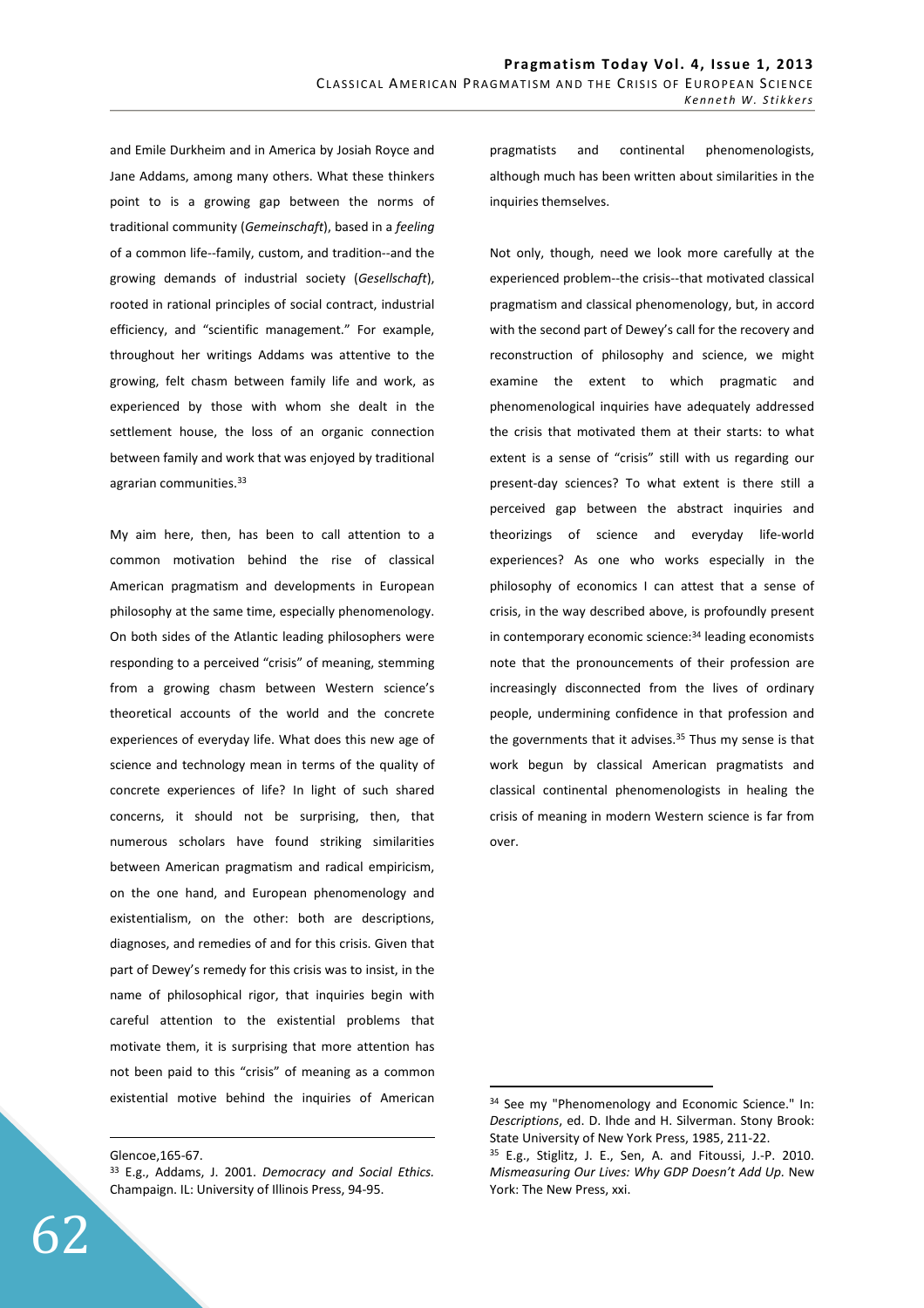and Emile Durkheim and in America by Josiah Royce and Jane Addams, among many others. What these thinkers point to is a growing gap between the norms of traditional community (*Gemeinschaft*), based in a *feeling* of a common life--family, custom, and tradition--and the growing demands of industrial society (*Gesellschaft*), rooted in rational principles of social contract, industrial efficiency, and "scientific management." For example, throughout her writings Addams was attentive to the growing, felt chasm between family life and work, as experienced by those with whom she dealt in the settlement house, the loss of an organic connection between family and work that was enjoyed by traditional agrarian communities.[33]

My aim here, then, has been to call attention to a common motivation behind the rise of classical American pragmatism and developments in European philosophy at the same time, especially phenomenology. On both sides of the Atlantic leading philosophers were responding to a perceived "crisis" of meaning, stemming from a growing chasm between Western science's theoretical accounts of the world and the concrete experiences of everyday life. What does this new age of science and technology mean in terms of the quality of concrete experiences of life? In light of such shared concerns, it should not be surprising, then, that numerous scholars have found striking similarities between American pragmatism and radical empiricism, on the one hand, and European phenomenology and existentialism, on the other: both are descriptions, diagnoses, and remedies of and for this crisis. Given that part of Dewey's remedy for this crisis was to insist, in the name of philosophical rigor, that inquiries begin with careful attention to the existential problems that motivate them, it is surprising that more attention has not been paid to this "crisis" of meaning as a common existential motive behind the inquiries of American pragmatists and continental phenomenologists, although much has been written about similarities in the inquiries themselves.

Not only, though, need we look more carefully at the experienced problem--the crisis--that motivated classical pragmatism and classical phenomenology, but, in accord with the second part of Dewey's call for the recovery and reconstruction of philosophy and science, we might examine the extent to which pragmatic and phenomenological inquiries have adequately addressed the crisis that motivated them at their starts: to what extent is a sense of "crisis" still with us regarding our present-day sciences? To what extent is there still a perceived gap between the abstract inquiries and theorizings of science and everyday life-world experiences? As one who works especially in the philosophy of economics I can attest that a sense of crisis, in the way described above, is profoundly present in contemporary economic science:[34] leading economists note that the pronouncements of their profession are increasingly disconnected from the lives of ordinary people, undermining confidence in that profession and the governments that it advises.[35] Thus my sense is that work begun by classical American pragmatists and classical continental phenomenologists in healing the crisis of meaning in modern Western science is far from over.

---

Glencoe,165-67.

[33] E.g., Addams, J. 2001. *Democracy and Social Ethics.* Champaign. IL: University of Illinois Press, 94-95.

[34] See my "Phenomenology and Economic Science." In: *Descriptions*, ed. D. Ihde and H. Silverman. Stony Brook: State University of New York Press, 1985, 211-22.

[35] E.g., Stiglitz, J. E., Sen, A. and Fitoussi, J.-P. 2010. *Mismeasuring Our Lives: Why GDP Doesn't Add Up*. New York: The New Press, xxi.